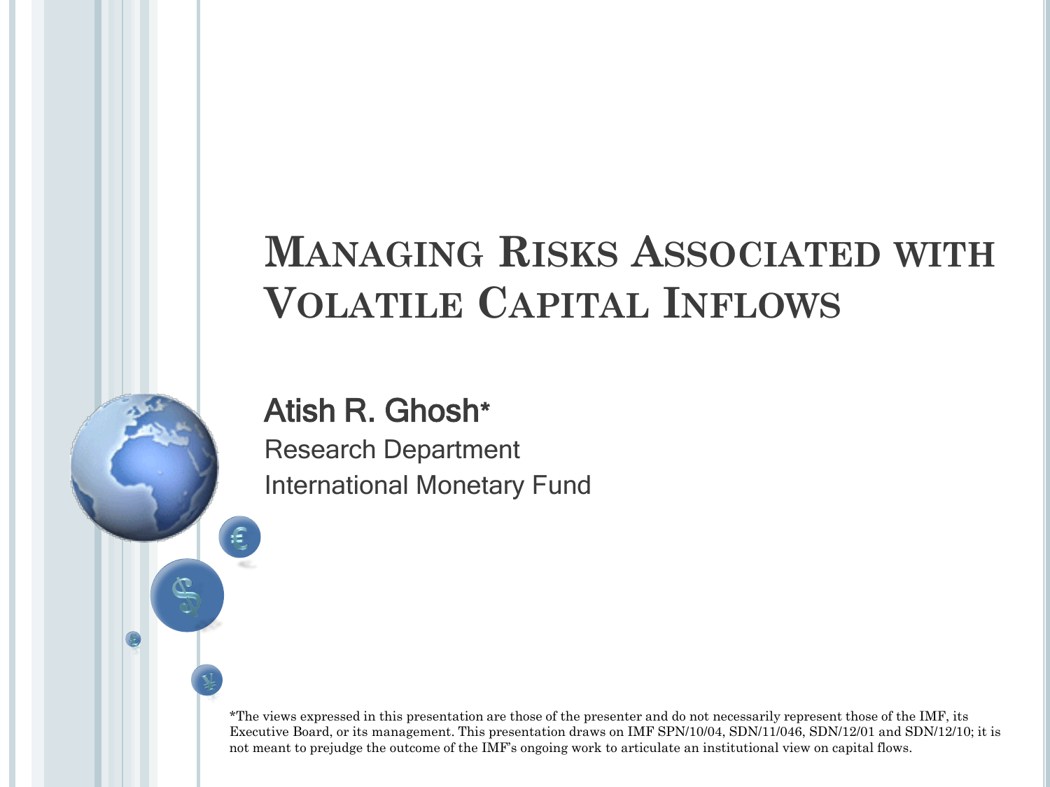# Managing Risks Associated with Volatile Capital Inflows

## Atish R. Ghosh*

Research Department

International Monetary Fund

*The views expressed in this presentation are those of the presenter and do not necessarily represent those of the IMF, its Executive Board, or its management. This presentation draws on IMF SPN/10/04, SDN/11/046, SDN/12/01 and SDN/12/10; it is not meant to prejudge the outcome of the IMF's ongoing work to articulate an institutional view on capital flows.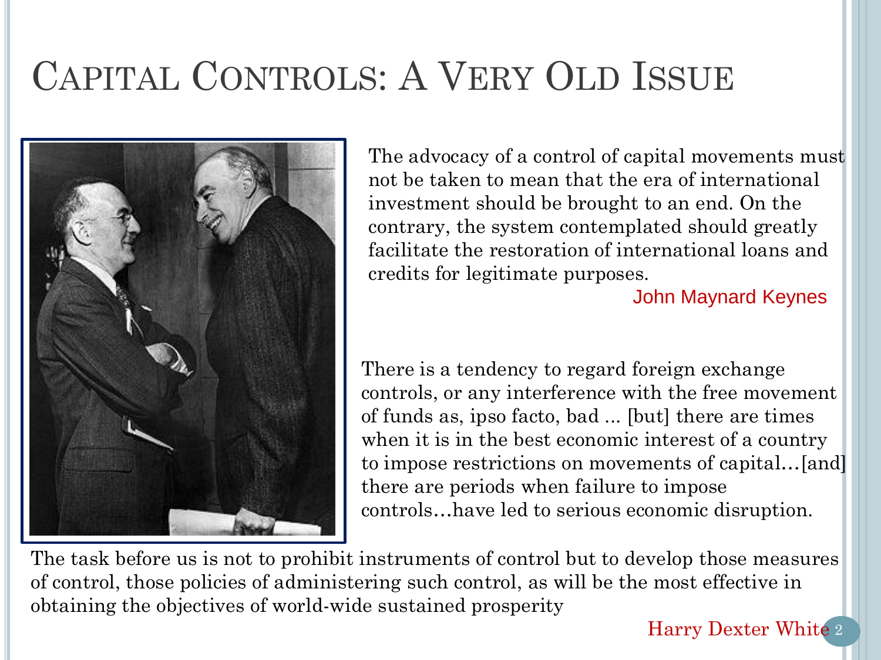# Capital Controls: A Very Old Issue

The advocacy of a control of capital movements must not be taken to mean that the era of international investment should be brought to an end. On the contrary, the system contemplated should greatly facilitate the restoration of international loans and credits for legitimate purposes.

John Maynard Keynes

There is a tendency to regard foreign exchange controls, or any interference with the free movement of funds as, ipso facto, bad ... [but] there are times when it is in the best economic interest of a country to impose restrictions on movements of capital…[and] there are periods when failure to impose controls…have led to serious economic disruption.

The task before us is not to prohibit instruments of control but to develop those measures of control, those policies of administering such control, as will be the most effective in obtaining the objectives of world-wide sustained prosperity

Harry Dexter White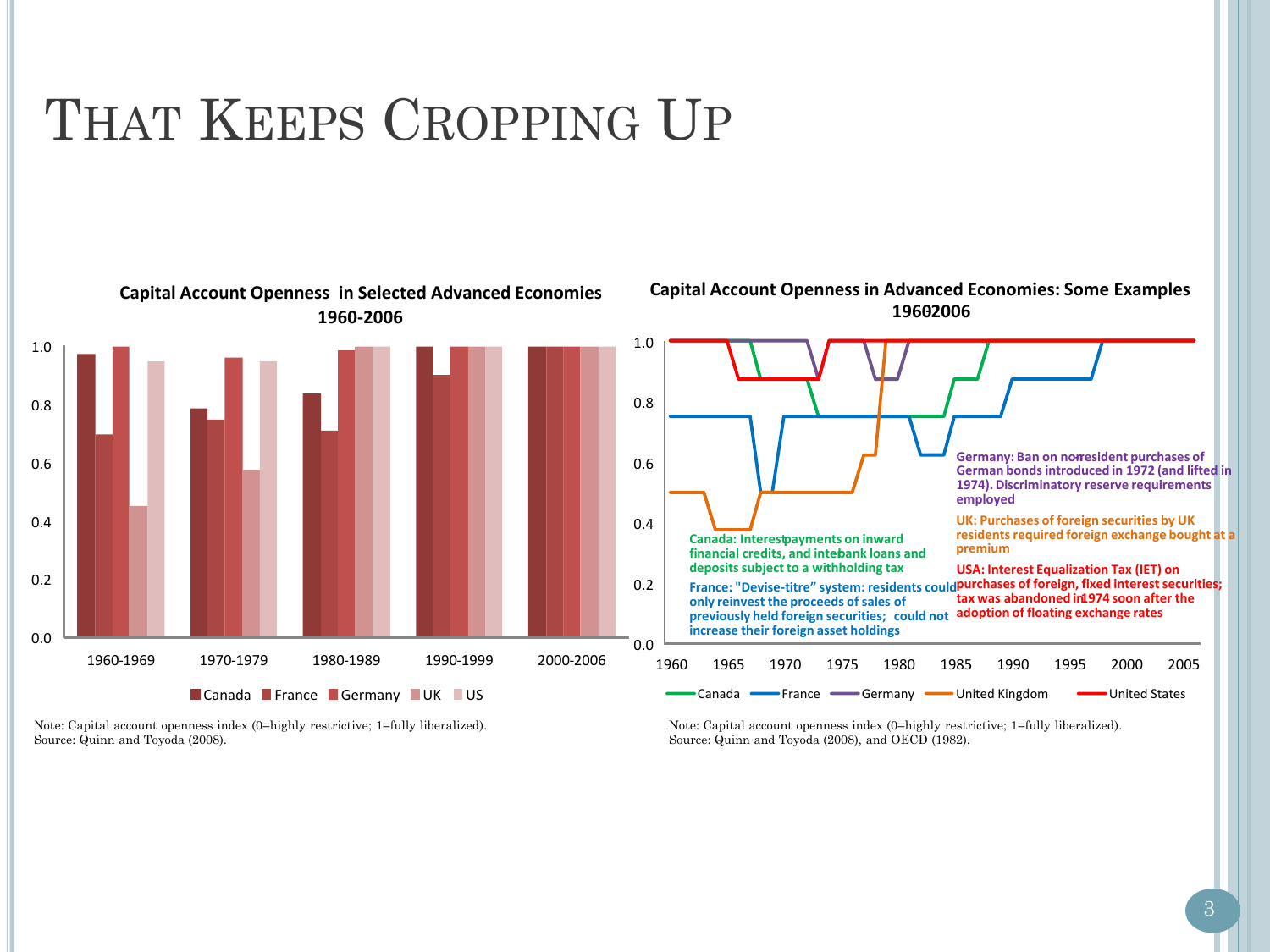# That Keeps Cropping Up

**Capital Account Openness in Selected Advanced Economies 1960-2006**

| | Canada | France | Germany | UK | US |
|---|---|---|---|---|---|
| 1960-1969 | 0.97 | 0.70 | 1.00 | 0.45 | 0.95 |
| 1970-1979 | 0.79 | 0.75 | 0.96 | 0.58 | 0.95 |
| 1980-1989 | 0.84 | 0.71 | 0.99 | 1.00 | 1.00 |
| 1990-1999 | 1.00 | 0.90 | 1.00 | 1.00 | 1.00 |
| 2000-2006 | 1.00 | 1.00 | 1.00 | 1.00 | 1.00 |

Note: Capital account openness index (0=highly restrictive; 1=fully liberalized).
Source: Quinn and Toyoda (2008).

**Capital Account Openness in Advanced Economies: Some Examples 1960-2006**

Series: Canada, France, Germany, United Kingdom, United States

Canada: Interest payments on inward financial credits, and inter-bank loans and deposits subject to a withholding tax

France: "Devise-titre" system: residents could only reinvest the proceeds of sales of previously held foreign securities; could not increase their foreign asset holdings

Germany: Ban on non-resident purchases of German bonds introduced in 1972 (and lifted in 1974). Discriminatory reserve requirements employed

UK: Purchases of foreign securities by UK residents required foreign exchange bought at a premium

USA: Interest Equalization Tax (IET) on purchases of foreign, fixed interest securities; tax was abandoned in 1974 soon after the adoption of floating exchange rates

Note: Capital account openness index (0=highly restrictive; 1=fully liberalized).
Source: Quinn and Toyoda (2008), and OECD (1982).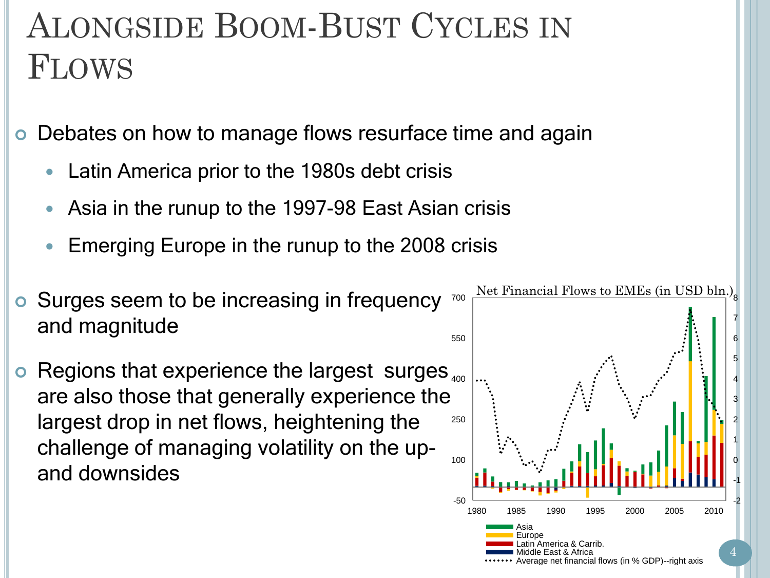# Alongside Boom-Bust Cycles in Flows

- Debates on how to manage flows resurface time and again
  - Latin America prior to the 1980s debt crisis
  - Asia in the runup to the 1997-98 East Asian crisis
  - Emerging Europe in the runup to the 2008 crisis
- Surges seem to be increasing in frequency and magnitude
- Regions that experience the largest surges are also those that generally experience the largest drop in net flows, heightening the challenge of managing volatility on the up- and downsides

Net Financial Flows to EMEs (in USD bln.)

Asia
Europe
Latin America & Carrib.
Middle East & Africa
Average net financial flows (in % GDP)--right axis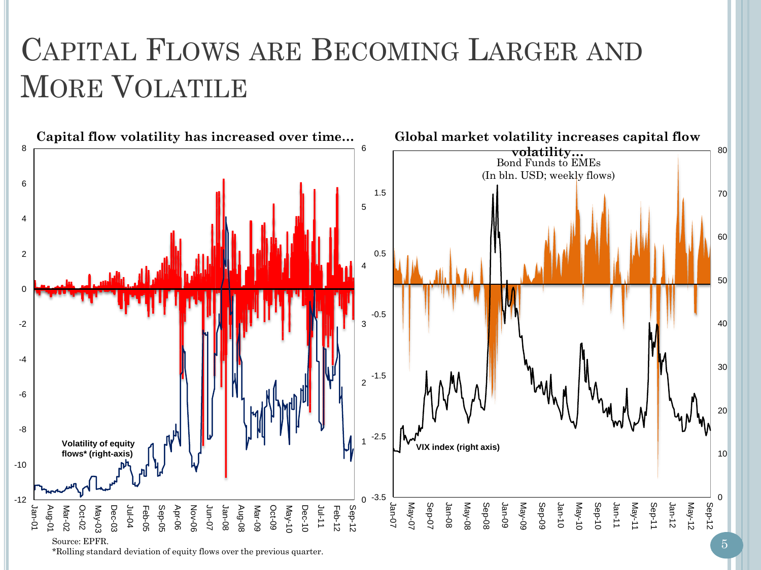# Capital Flows are Becoming Larger and More Volatile

**Capital flow volatility has increased over time…**

Volatility of equity flows* (right-axis)

**Global market volatility increases capital flow volatility…**

Bond Funds to EMEs
(In bln. USD; weekly flows)

VIX index (right axis)

Source: EPFR.

*Rolling standard deviation of equity flows over the previous quarter.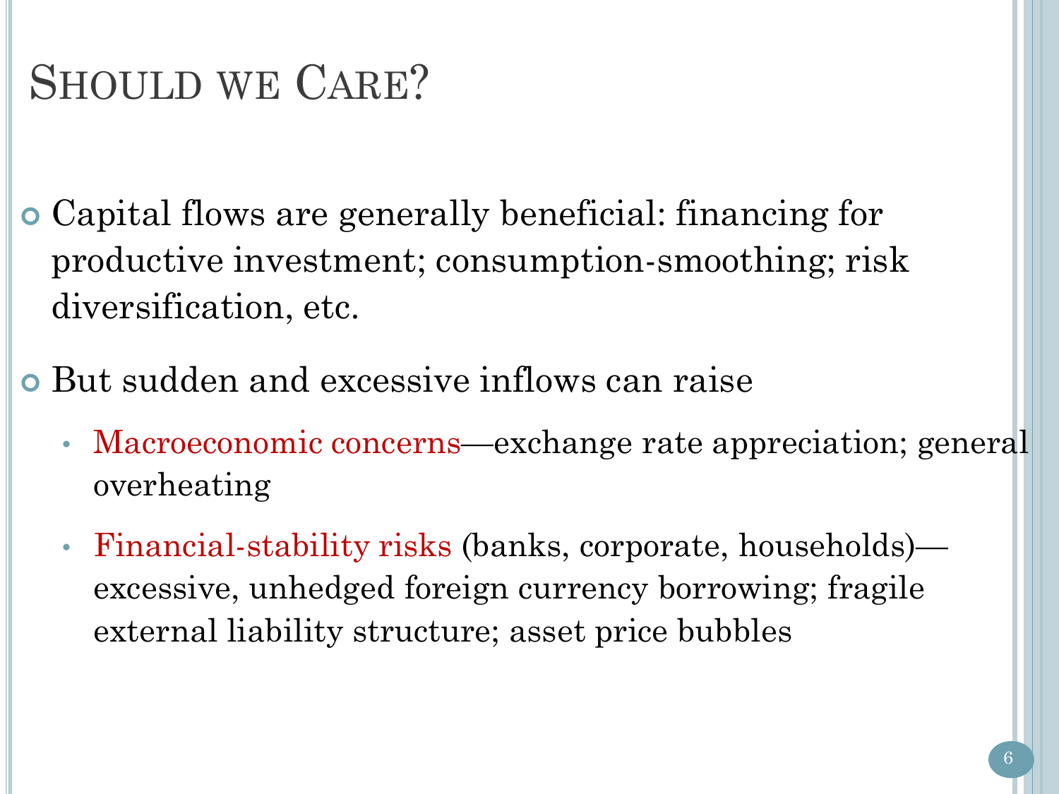# Should we Care?

- Capital flows are generally beneficial: financing for productive investment; consumption-smoothing; risk diversification, etc.
- But sudden and excessive inflows can raise
  - Macroeconomic concerns—exchange rate appreciation; general overheating
  - Financial-stability risks (banks, corporate, households)—excessive, unhedged foreign currency borrowing; fragile external liability structure; asset price bubbles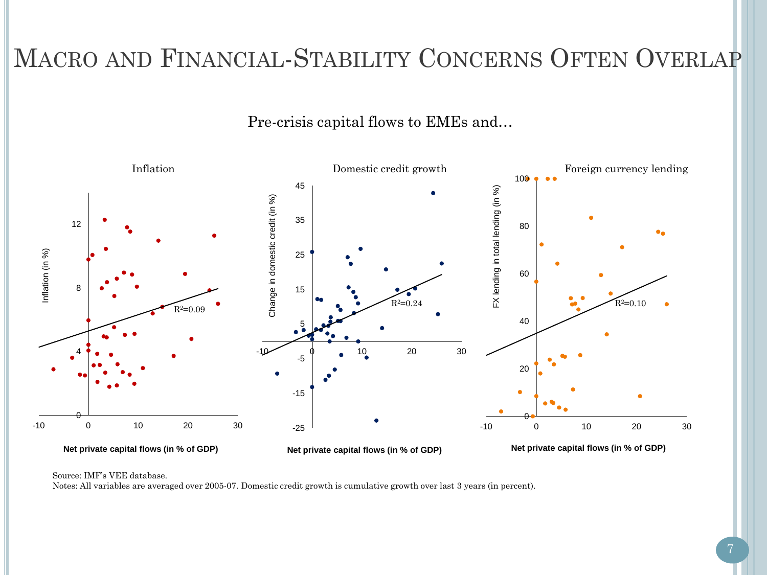# Macro and Financial-Stability Concerns Often Overlap

Pre-crisis capital flows to EMEs and…

Inflation

Domestic credit growth

Foreign currency lending

Source: IMF's VEE database.

Notes: All variables are averaged over 2005-07. Domestic credit growth is cumulative growth over last 3 years (in percent).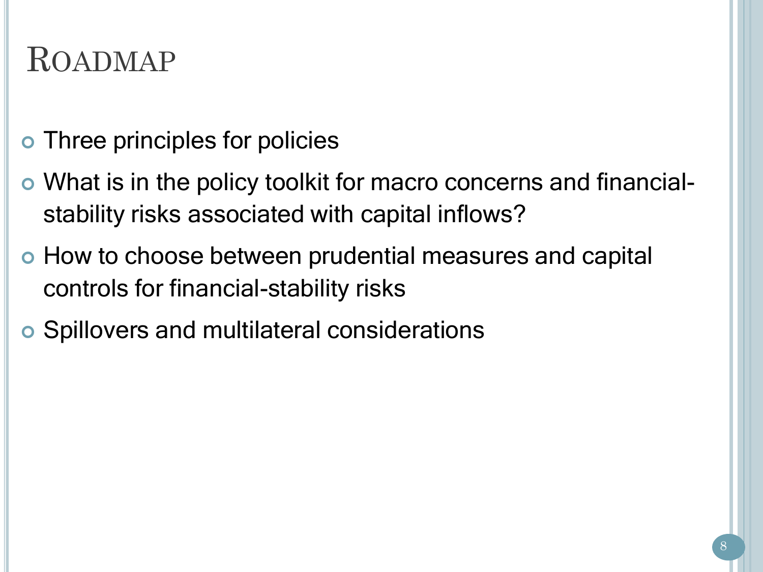# Roadmap

- Three principles for policies
- What is in the policy toolkit for macro concerns and financial-stability risks associated with capital inflows?
- How to choose between prudential measures and capital controls for financial-stability risks
- Spillovers and multilateral considerations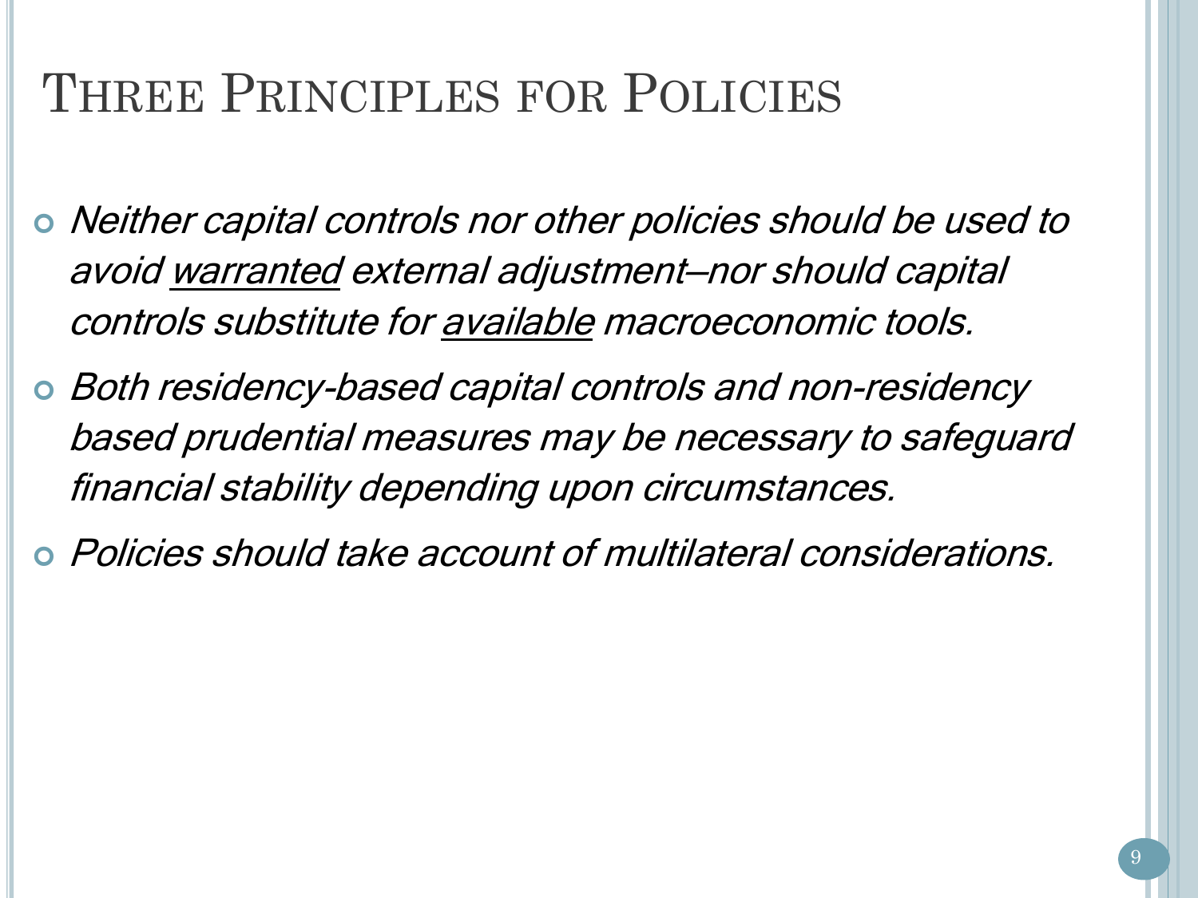# Three Principles for Policies

- *Neither capital controls nor other policies should be used to avoid <u>warranted</u> external adjustment—nor should capital controls substitute for <u>available</u> macroeconomic tools.*
- *Both residency-based capital controls and non-residency based prudential measures may be necessary to safeguard financial stability depending upon circumstances.*
- *Policies should take account of multilateral considerations.*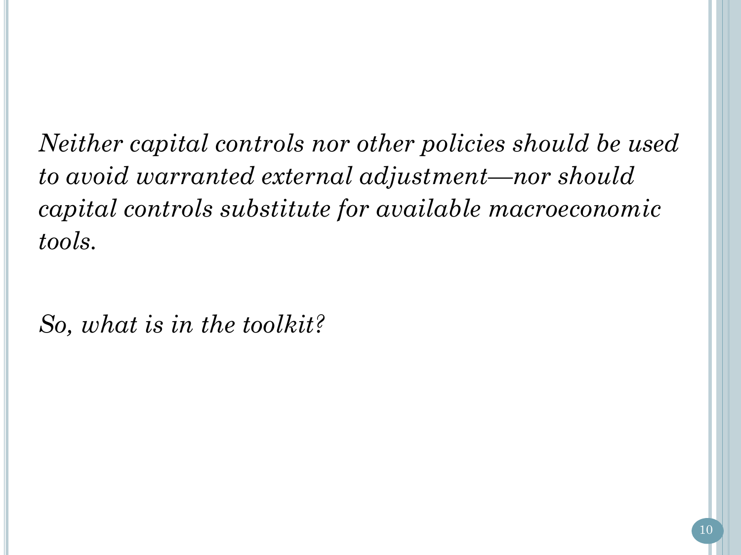*Neither capital controls nor other policies should be used to avoid warranted external adjustment—nor should capital controls substitute for available macroeconomic tools.*

*So, what is in the toolkit?*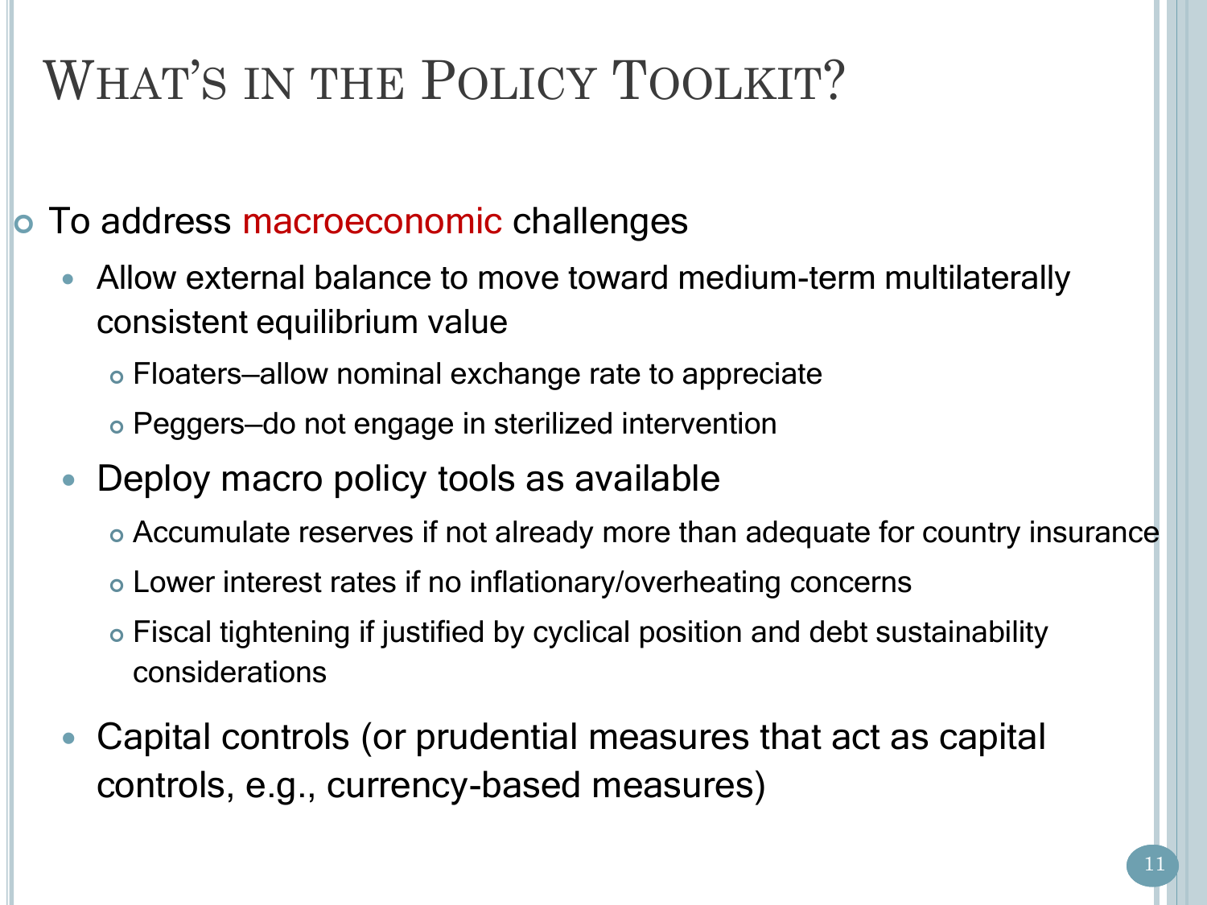# What's in the Policy Toolkit?

- To address macroeconomic challenges
  - Allow external balance to move toward medium-term multilaterally consistent equilibrium value
    - Floaters—allow nominal exchange rate to appreciate
    - Peggers—do not engage in sterilized intervention
  - Deploy macro policy tools as available
    - Accumulate reserves if not already more than adequate for country insurance
    - Lower interest rates if no inflationary/overheating concerns
    - Fiscal tightening if justified by cyclical position and debt sustainability considerations
  - Capital controls (or prudential measures that act as capital controls, e.g., currency-based measures)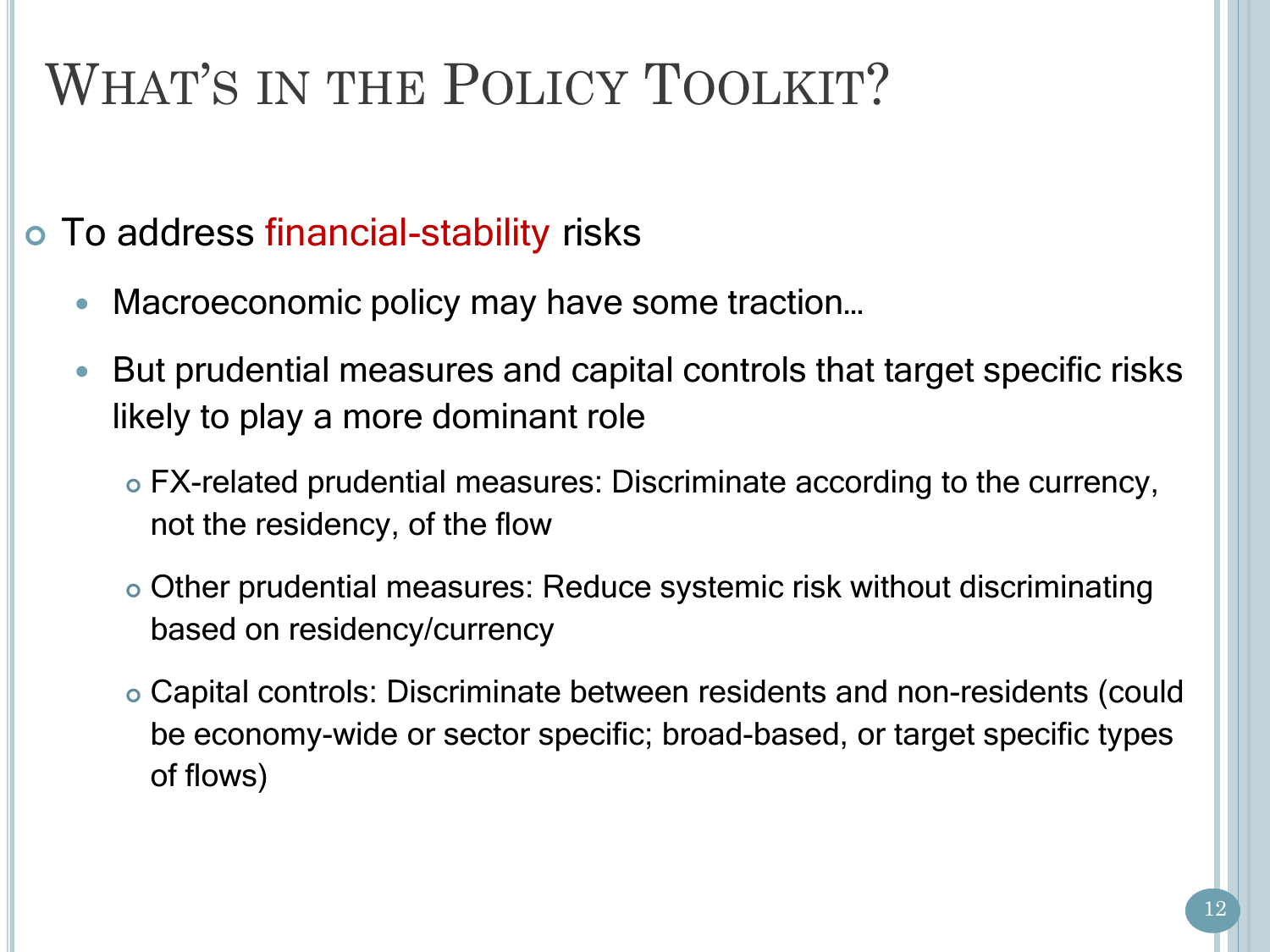# What's in the Policy Toolkit?

- To address financial-stability risks
  - Macroeconomic policy may have some traction…
  - But prudential measures and capital controls that target specific risks likely to play a more dominant role
    - FX-related prudential measures: Discriminate according to the currency, not the residency, of the flow
    - Other prudential measures: Reduce systemic risk without discriminating based on residency/currency
    - Capital controls: Discriminate between residents and non-residents (could be economy-wide or sector specific; broad-based, or target specific types of flows)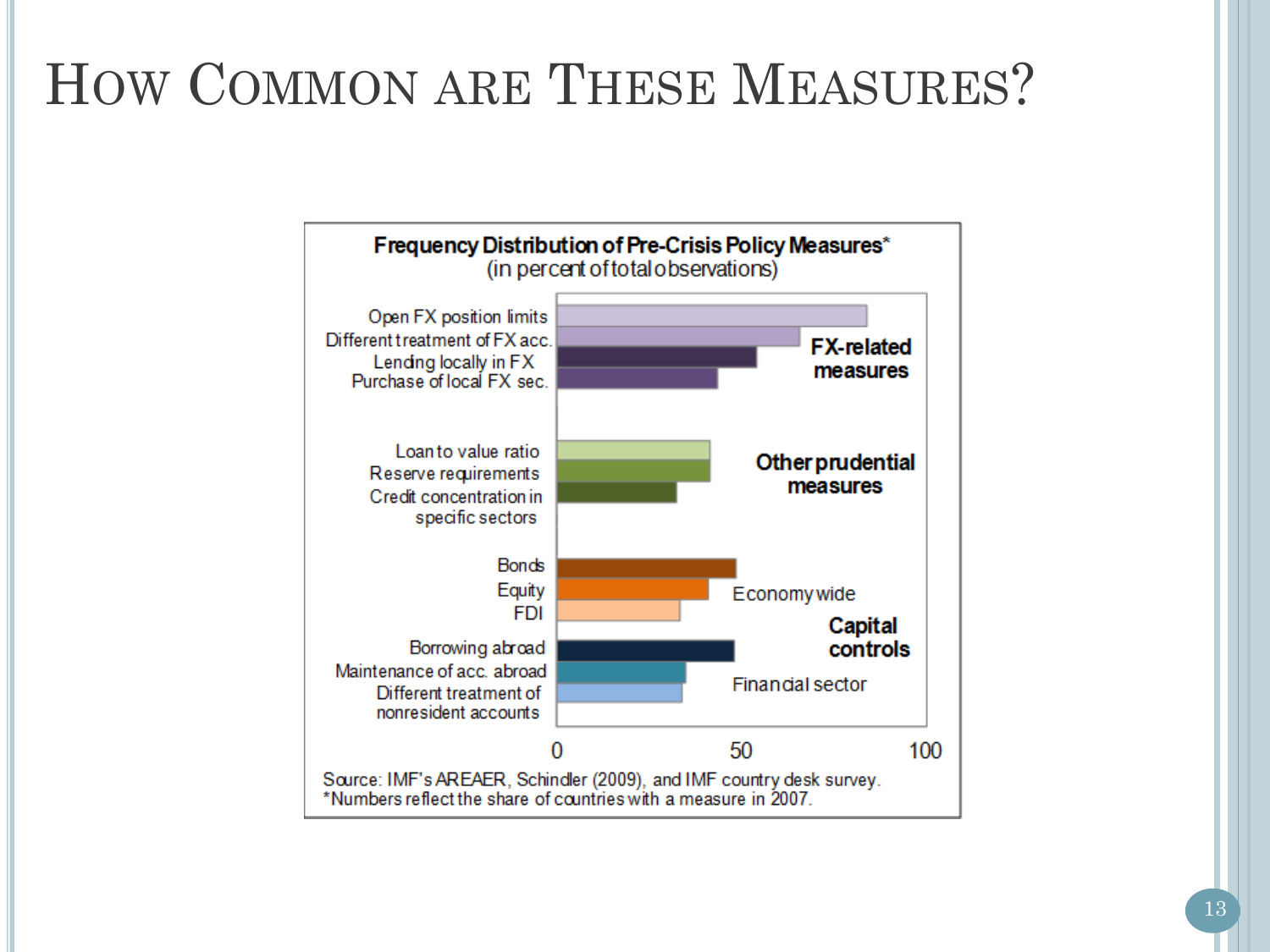# How Common are These Measures?

**Frequency Distribution of Pre-Crisis Policy Measures***
(in percent of total observations)

**FX-related measures**
- Open FX position limits
- Different treatment of FX acc.
- Lending locally in FX
- Purchase of local FX sec.

**Other prudential measures**
- Loan to value ratio
- Reserve requirements
- Credit concentration in specific sectors

**Capital controls**

Economy wide
- Bonds
- Equity
- FDI

Financial sector
- Borrowing abroad
- Maintenance of acc. abroad
- Different treatment of nonresident accounts

0 50 100

Source: IMF's AREAER, Schindler (2009), and IMF country desk survey.
*Numbers reflect the share of countries with a measure in 2007.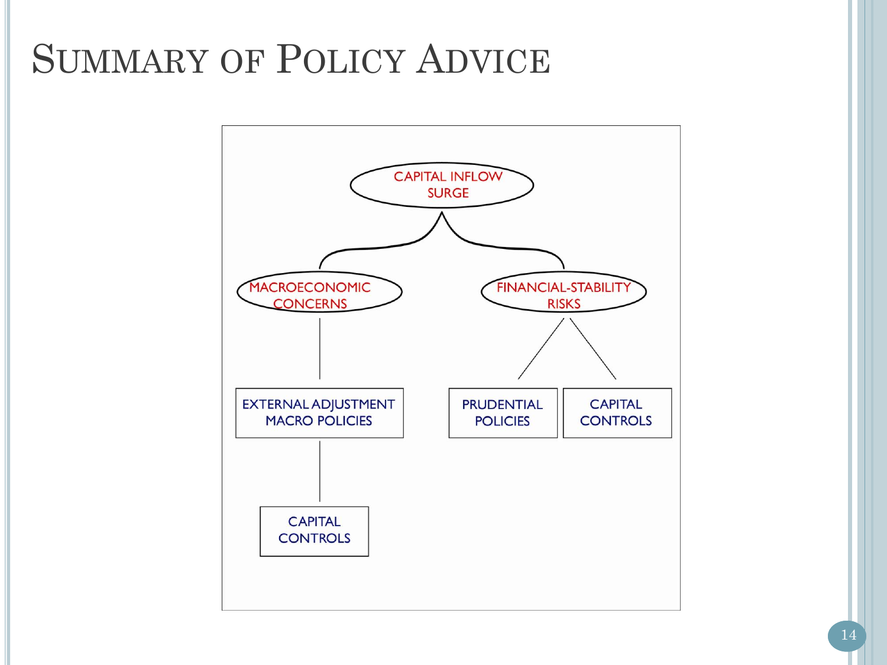# Summary of Policy Advice

- CAPITAL INFLOW SURGE
  - MACROECONOMIC CONCERNS
    - EXTERNAL ADJUSTMENT MACRO POLICIES
      - CAPITAL CONTROLS
  - FINANCIAL-STABILITY RISKS
    - PRUDENTIAL POLICIES
    - CAPITAL CONTROLS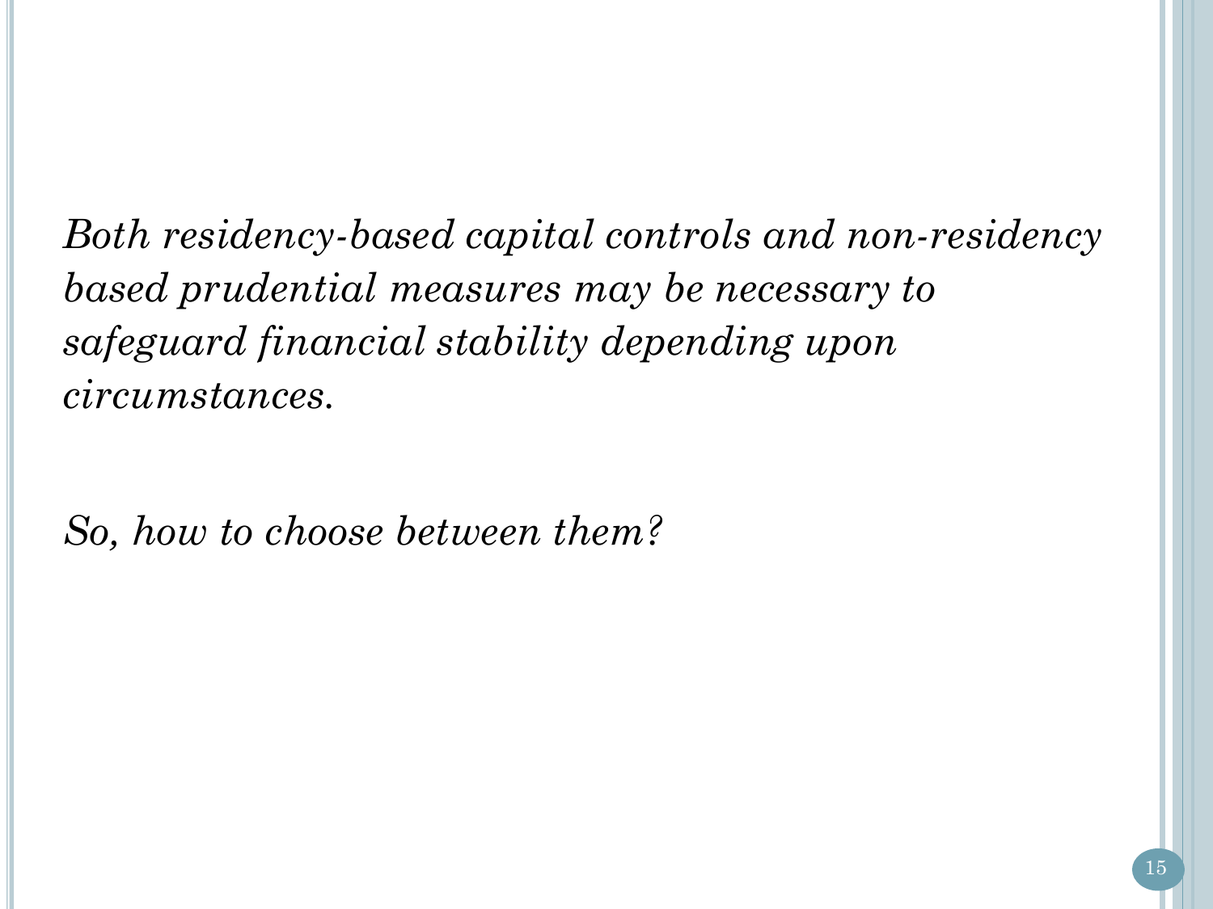*Both residency-based capital controls and non-residency based prudential measures may be necessary to safeguard financial stability depending upon circumstances.*

*So, how to choose between them?*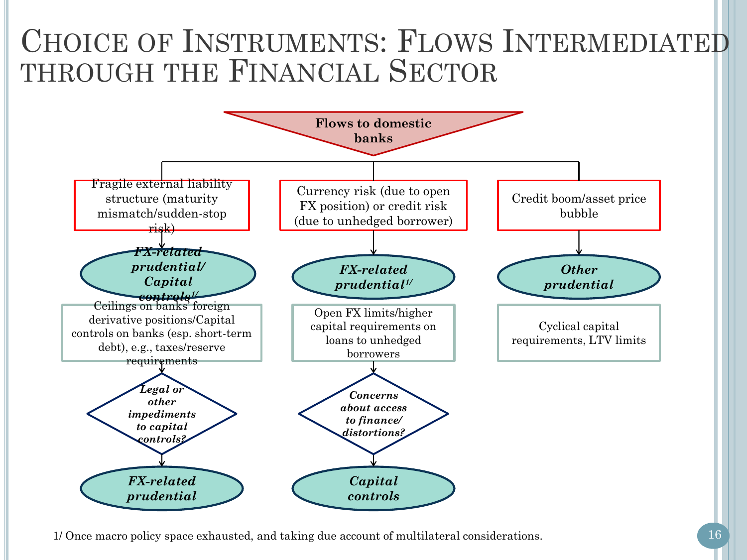# Choice of Instruments: Flows Intermediated through the Financial Sector

**Flows to domestic banks**

- Fragile external liability structure (maturity mismatch/sudden-stop risk)
  - ***FX-related prudential/ Capital controls***[1/]
    - Ceilings on banks' foreign derivative positions/Capital controls on banks (esp. short-term debt), e.g., taxes/reserve requirements
      - ***Legal or other impediments to capital controls?***
        - ***FX-related prudential***
- Currency risk (due to open FX position) or credit risk (due to unhedged borrower)
  - ***FX-related prudential***[1/]
    - Open FX limits/higher capital requirements on loans to unhedged borrowers
      - ***Concerns about access to finance/ distortions?***
        - ***Capital controls***
- Credit boom/asset price bubble
  - ***Other prudential***
    - Cyclical capital requirements, LTV limits

1/ Once macro policy space exhausted, and taking due account of multilateral considerations.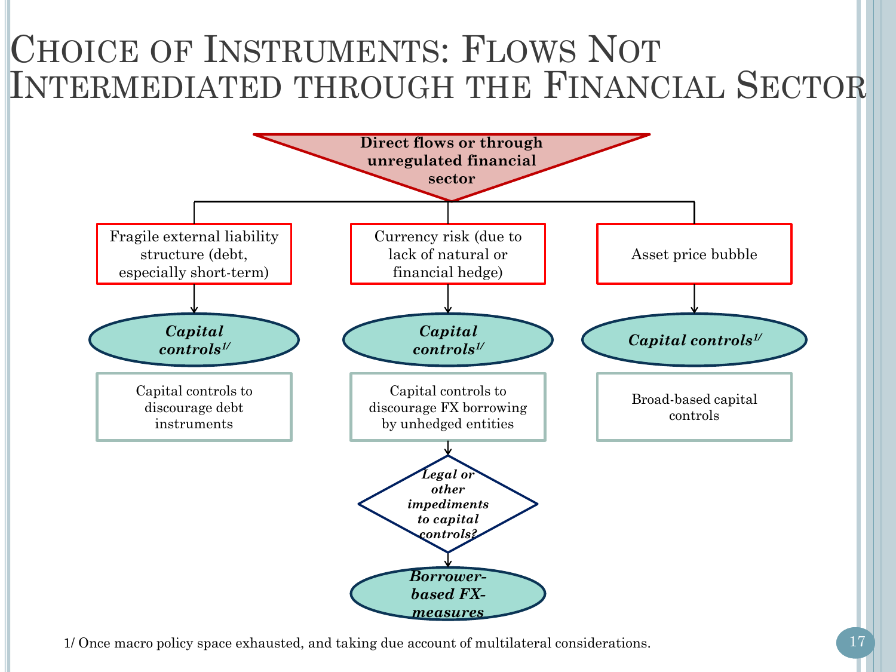# Choice of Instruments: Flows Not Intermediated through the Financial Sector

**Direct flows or through unregulated financial sector**

- Fragile external liability structure (debt, especially short-term)
  - ***Capital controls[1/]***
  - Capital controls to discourage debt instruments
- Currency risk (due to lack of natural or financial hedge)
  - ***Capital controls[1/]***
  - Capital controls to discourage FX borrowing by unhedged entities
  - ***Legal or other impediments to capital controls?***
  - ***Borrower-based FX-measures***
- Asset price bubble
  - ***Capital controls[1/]***
  - Broad-based capital controls

1/ Once macro policy space exhausted, and taking due account of multilateral considerations.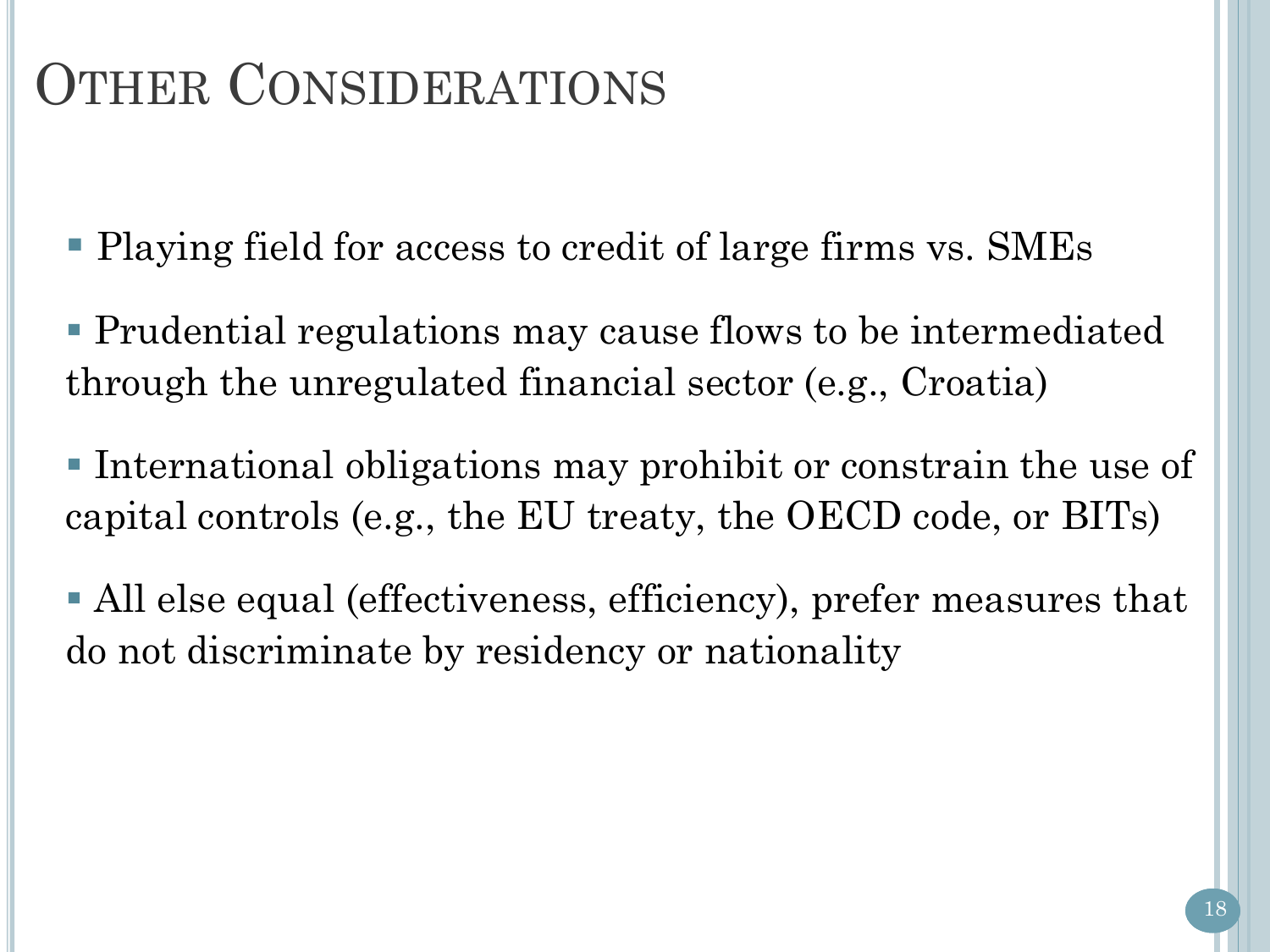# Other Considerations

- Playing field for access to credit of large firms vs. SMEs
- Prudential regulations may cause flows to be intermediated through the unregulated financial sector (e.g., Croatia)
- International obligations may prohibit or constrain the use of capital controls (e.g., the EU treaty, the OECD code, or BITs)
- All else equal (effectiveness, efficiency), prefer measures that do not discriminate by residency or nationality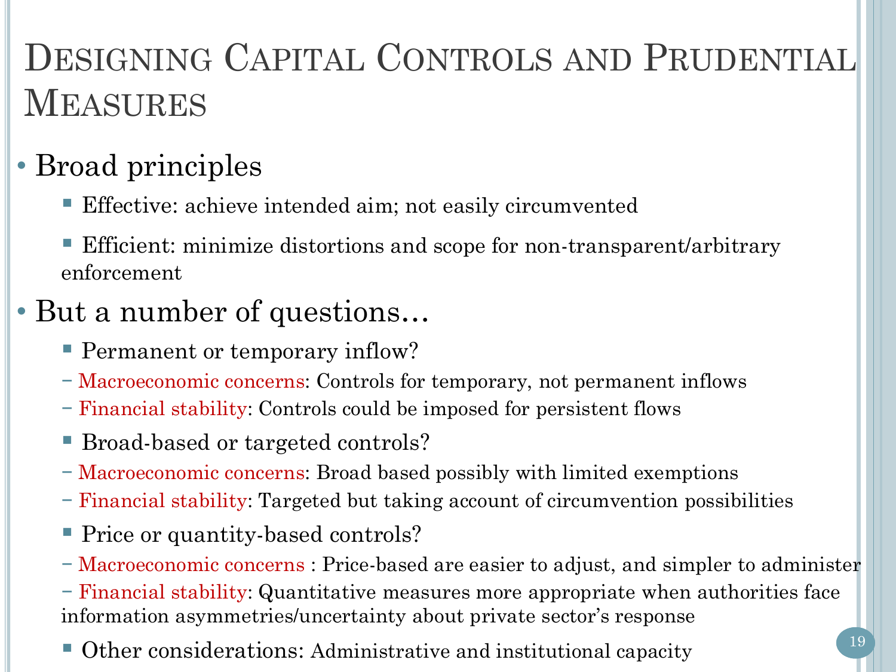# Designing Capital Controls and Prudential Measures

- Broad principles
  - Effective: achieve intended aim; not easily circumvented
  - Efficient: minimize distortions and scope for non-transparent/arbitrary enforcement
- But a number of questions…
  - Permanent or temporary inflow?
    - Macroeconomic concerns: Controls for temporary, not permanent inflows
    - Financial stability: Controls could be imposed for persistent flows
  - Broad-based or targeted controls?
    - Macroeconomic concerns: Broad based possibly with limited exemptions
    - Financial stability: Targeted but taking account of circumvention possibilities
  - Price or quantity-based controls?
    - Macroeconomic concerns : Price-based are easier to adjust, and simpler to administer
    - Financial stability: Quantitative measures more appropriate when authorities face information asymmetries/uncertainty about private sector's response
  - Other considerations: Administrative and institutional capacity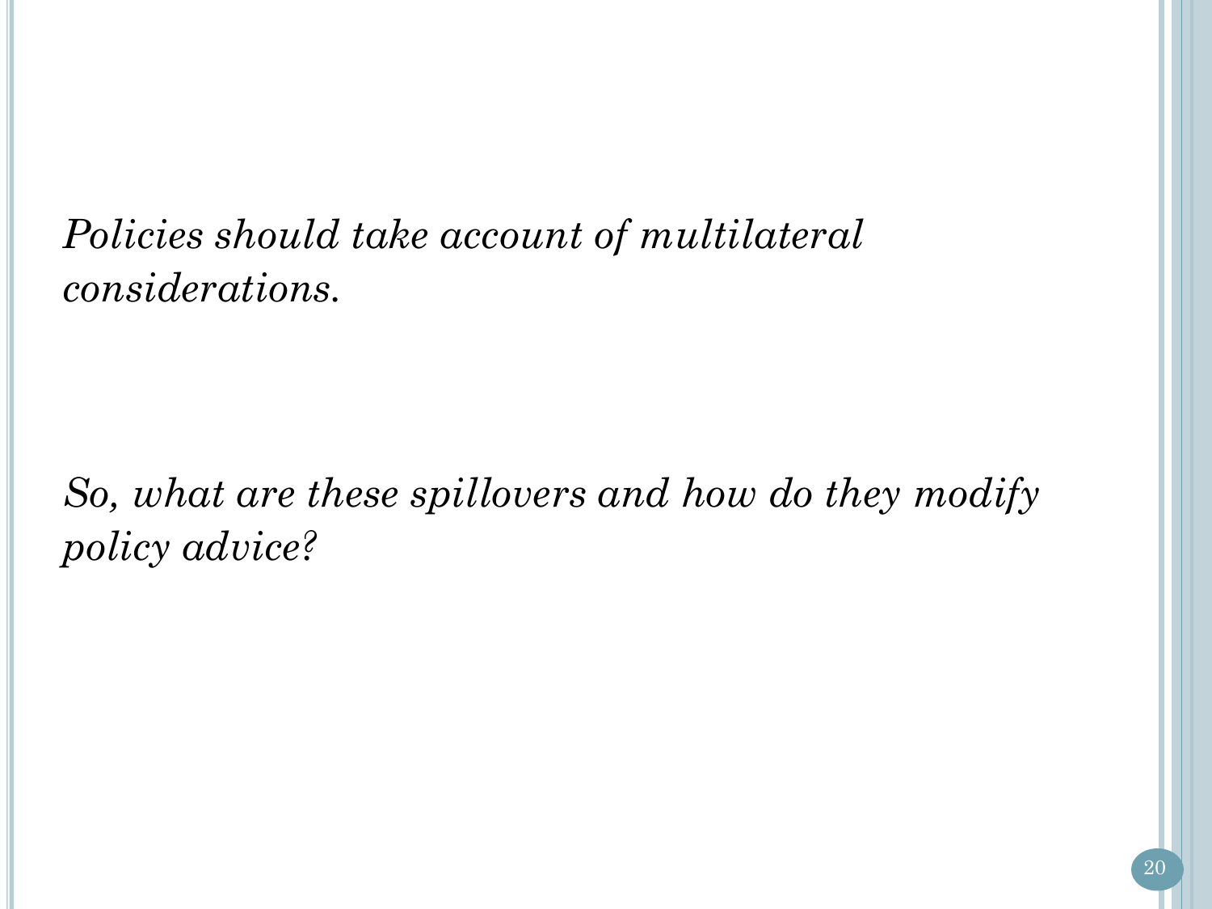*Policies should take account of multilateral considerations.*

*So, what are these spillovers and how do they modify policy advice?*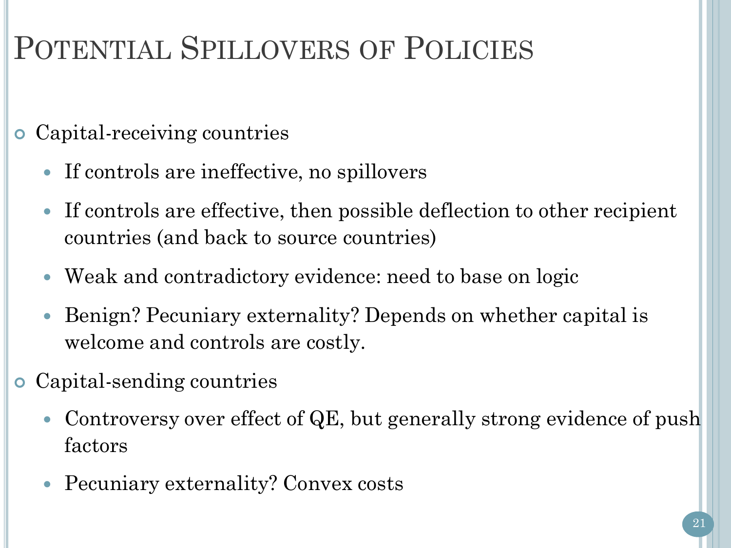# Potential Spillovers of Policies

- Capital-receiving countries
  - If controls are ineffective, no spillovers
  - If controls are effective, then possible deflection to other recipient countries (and back to source countries)
  - Weak and contradictory evidence: need to base on logic
  - Benign? Pecuniary externality? Depends on whether capital is welcome and controls are costly.
- Capital-sending countries
  - Controversy over effect of QE, but generally strong evidence of push factors
  - Pecuniary externality? Convex costs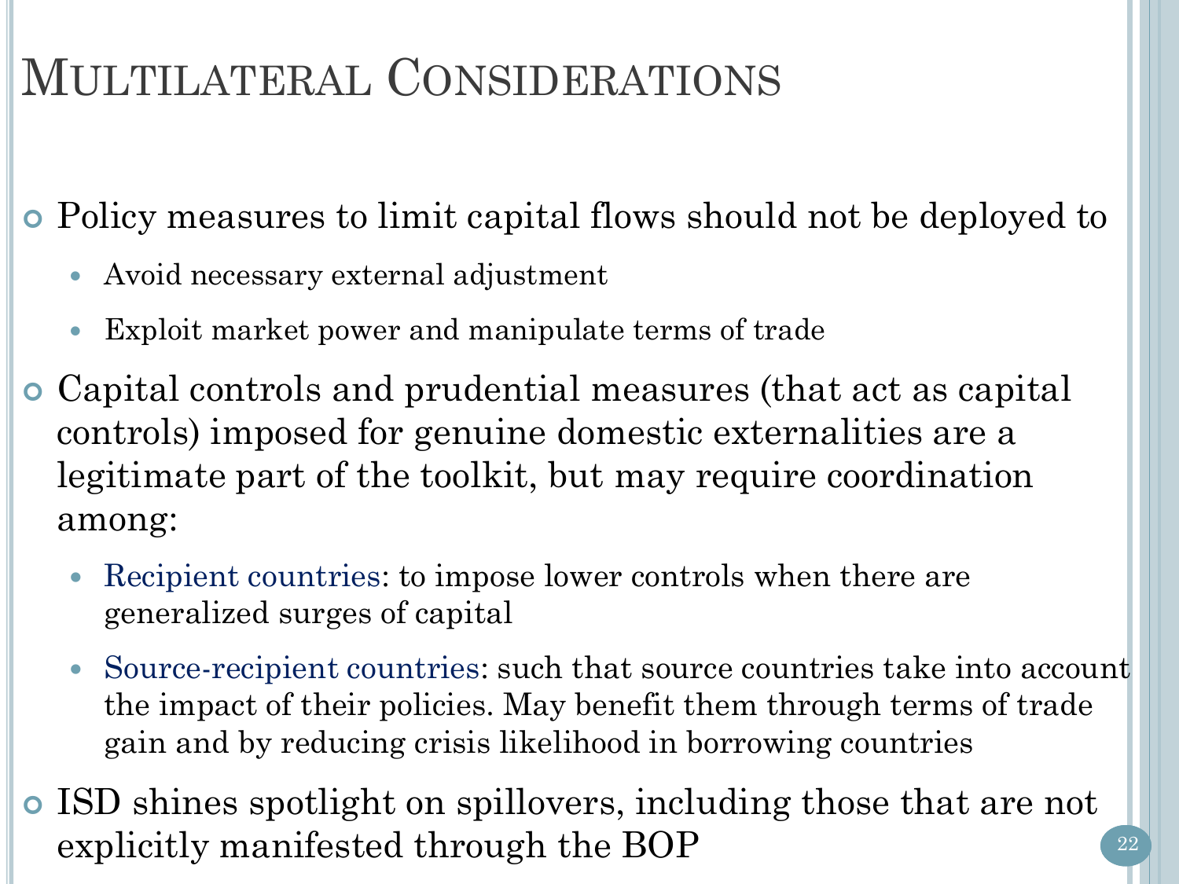# Multilateral Considerations

- Policy measures to limit capital flows should not be deployed to
  - Avoid necessary external adjustment
  - Exploit market power and manipulate terms of trade
- Capital controls and prudential measures (that act as capital controls) imposed for genuine domestic externalities are a legitimate part of the toolkit, but may require coordination among:
  - Recipient countries: to impose lower controls when there are generalized surges of capital
  - Source-recipient countries: such that source countries take into account the impact of their policies. May benefit them through terms of trade gain and by reducing crisis likelihood in borrowing countries
- ISD shines spotlight on spillovers, including those that are not explicitly manifested through the BOP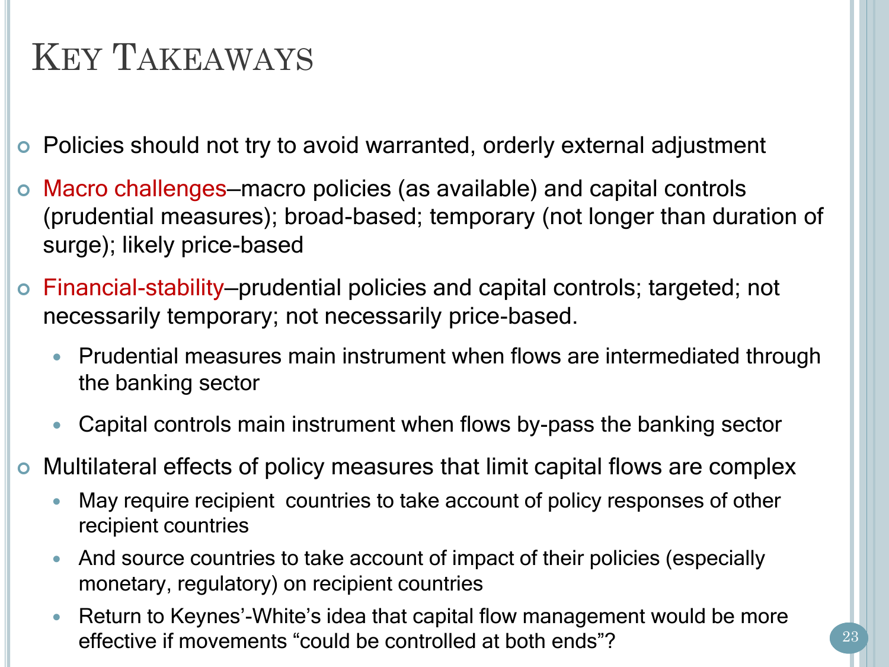# Key Takeaways

- Policies should not try to avoid warranted, orderly external adjustment
- Macro challenges—macro policies (as available) and capital controls (prudential measures); broad-based; temporary (not longer than duration of surge); likely price-based
- Financial-stability—prudential policies and capital controls; targeted; not necessarily temporary; not necessarily price-based.
  - Prudential measures main instrument when flows are intermediated through the banking sector
  - Capital controls main instrument when flows by-pass the banking sector
- Multilateral effects of policy measures that limit capital flows are complex
  - May require recipient countries to take account of policy responses of other recipient countries
  - And source countries to take account of impact of their policies (especially monetary, regulatory) on recipient countries
  - Return to Keynes'-White's idea that capital flow management would be more effective if movements "could be controlled at both ends"?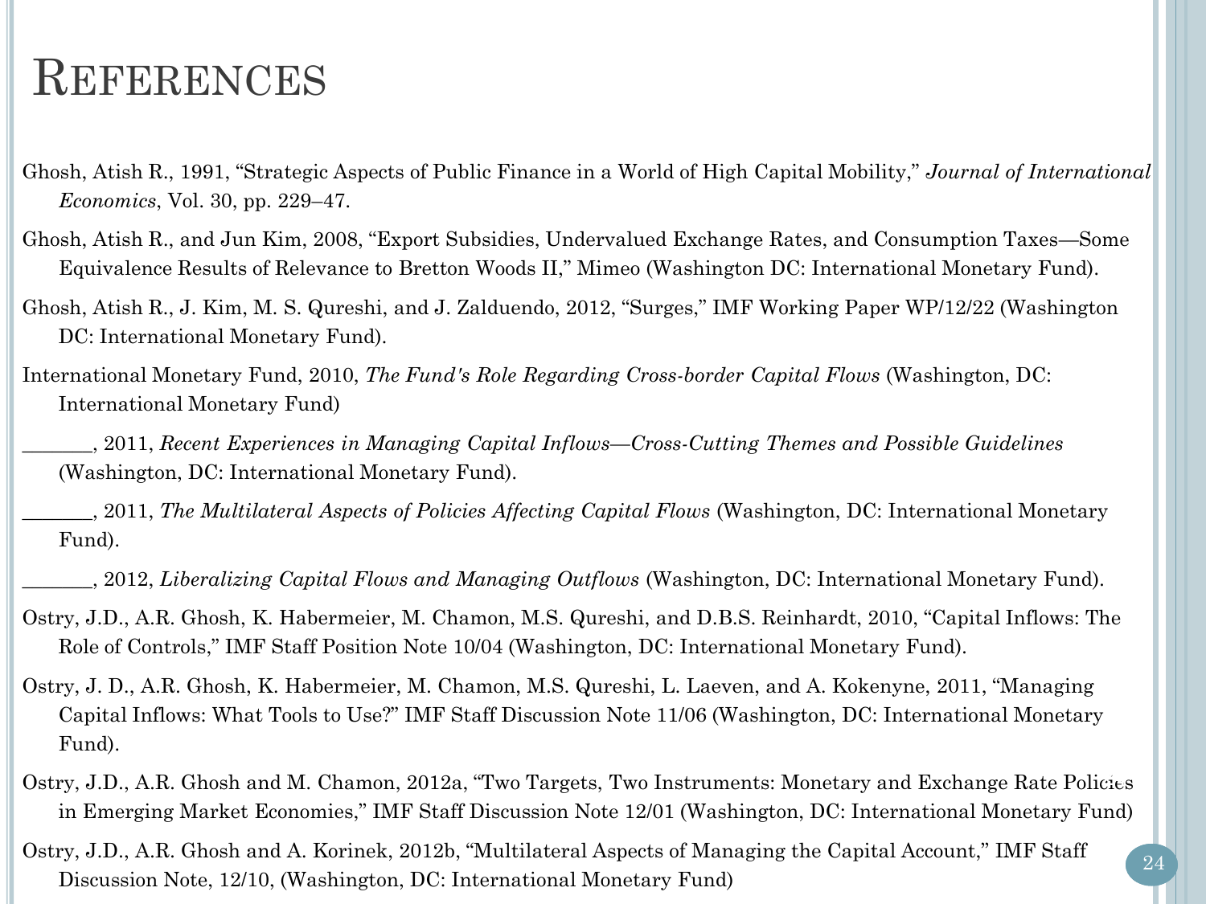# References

Ghosh, Atish R., 1991, "Strategic Aspects of Public Finance in a World of High Capital Mobility," *Journal of International Economics*, Vol. 30, pp. 229–47.

Ghosh, Atish R., and Jun Kim, 2008, "Export Subsidies, Undervalued Exchange Rates, and Consumption Taxes—Some Equivalence Results of Relevance to Bretton Woods II," Mimeo (Washington DC: International Monetary Fund).

Ghosh, Atish R., J. Kim, M. S. Qureshi, and J. Zalduendo, 2012, "Surges," IMF Working Paper WP/12/22 (Washington DC: International Monetary Fund).

International Monetary Fund, 2010, *The Fund's Role Regarding Cross-border Capital Flows* (Washington, DC: International Monetary Fund)

_______, 2011, *Recent Experiences in Managing Capital Inflows—Cross-Cutting Themes and Possible Guidelines* (Washington, DC: International Monetary Fund).

_______, 2011, *The Multilateral Aspects of Policies Affecting Capital Flows* (Washington, DC: International Monetary Fund).

_______, 2012, *Liberalizing Capital Flows and Managing Outflows* (Washington, DC: International Monetary Fund).

Ostry, J.D., A.R. Ghosh, K. Habermeier, M. Chamon, M.S. Qureshi, and D.B.S. Reinhardt, 2010, "Capital Inflows: The Role of Controls," IMF Staff Position Note 10/04 (Washington, DC: International Monetary Fund).

Ostry, J. D., A.R. Ghosh, K. Habermeier, M. Chamon, M.S. Qureshi, L. Laeven, and A. Kokenyne, 2011, "Managing Capital Inflows: What Tools to Use?" IMF Staff Discussion Note 11/06 (Washington, DC: International Monetary Fund).

Ostry, J.D., A.R. Ghosh and M. Chamon, 2012a, "Two Targets, Two Instruments: Monetary and Exchange Rate Policies in Emerging Market Economies," IMF Staff Discussion Note 12/01 (Washington, DC: International Monetary Fund)

Ostry, J.D., A.R. Ghosh and A. Korinek, 2012b, "Multilateral Aspects of Managing the Capital Account," IMF Staff Discussion Note, 12/10, (Washington, DC: International Monetary Fund)